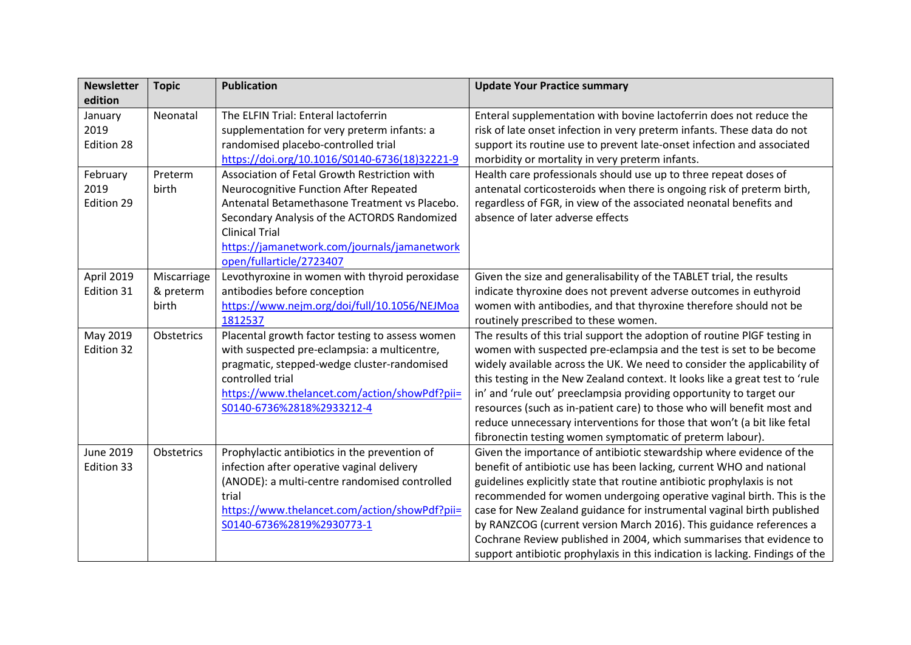| Newsletter edition | Topic | Publication | Update Your Practice summary |
|---|---|---|---|
| January 2019 Edition 28 | Neonatal | The ELFIN Trial: Enteral lactoferrin supplementation for very preterm infants: a randomised placebo-controlled trial https://doi.org/10.1016/S0140-6736(18)32221-9 | Enteral supplementation with bovine lactoferrin does not reduce the risk of late onset infection in very preterm infants. These data do not support its routine use to prevent late-onset infection and associated morbidity or mortality in very preterm infants. |
| February 2019 Edition 29 | Preterm birth | Association of Fetal Growth Restriction with Neurocognitive Function After Repeated Antenatal Betamethasone Treatment vs Placebo. Secondary Analysis of the ACTORDS Randomized Clinical Trial https://jamanetwork.com/journals/jamanetworkopen/fullarticle/2723407 | Health care professionals should use up to three repeat doses of antenatal corticosteroids when there is ongoing risk of preterm birth, regardless of FGR, in view of the associated neonatal benefits and absence of later adverse effects |
| April 2019 Edition 31 | Miscarriage & preterm birth | Levothyroxine in women with thyroid peroxidase antibodies before conception https://www.nejm.org/doi/full/10.1056/NEJMoa1812537 | Given the size and generalisability of the TABLET trial, the results indicate thyroxine does not prevent adverse outcomes in euthyroid women with antibodies, and that thyroxine therefore should not be routinely prescribed to these women. |
| May 2019 Edition 32 | Obstetrics | Placental growth factor testing to assess women with suspected pre-eclampsia: a multicentre, pragmatic, stepped-wedge cluster-randomised controlled trial https://www.thelancet.com/action/showPdf?pii=S0140-6736%2818%2933212-4 | The results of this trial support the adoption of routine PlGF testing in women with suspected pre-eclampsia and the test is set to be become widely available across the UK. We need to consider the applicability of this testing in the New Zealand context. It looks like a great test to 'rule in' and 'rule out' preeclampsia providing opportunity to target our resources (such as in-patient care) to those who will benefit most and reduce unnecessary interventions for those that won't (a bit like fetal fibronectin testing women symptomatic of preterm labour). |
| June 2019 Edition 33 | Obstetrics | Prophylactic antibiotics in the prevention of infection after operative vaginal delivery (ANODE): a multi-centre randomised controlled trial https://www.thelancet.com/action/showPdf?pii=S0140-6736%2819%2930773-1 | Given the importance of antibiotic stewardship where evidence of the benefit of antibiotic use has been lacking, current WHO and national guidelines explicitly state that routine antibiotic prophylaxis is not recommended for women undergoing operative vaginal birth. This is the case for New Zealand guidance for instrumental vaginal birth published by RANZCOG (current version March 2016). This guidance references a Cochrane Review published in 2004, which summarises that evidence to support antibiotic prophylaxis in this indication is lacking. Findings of the |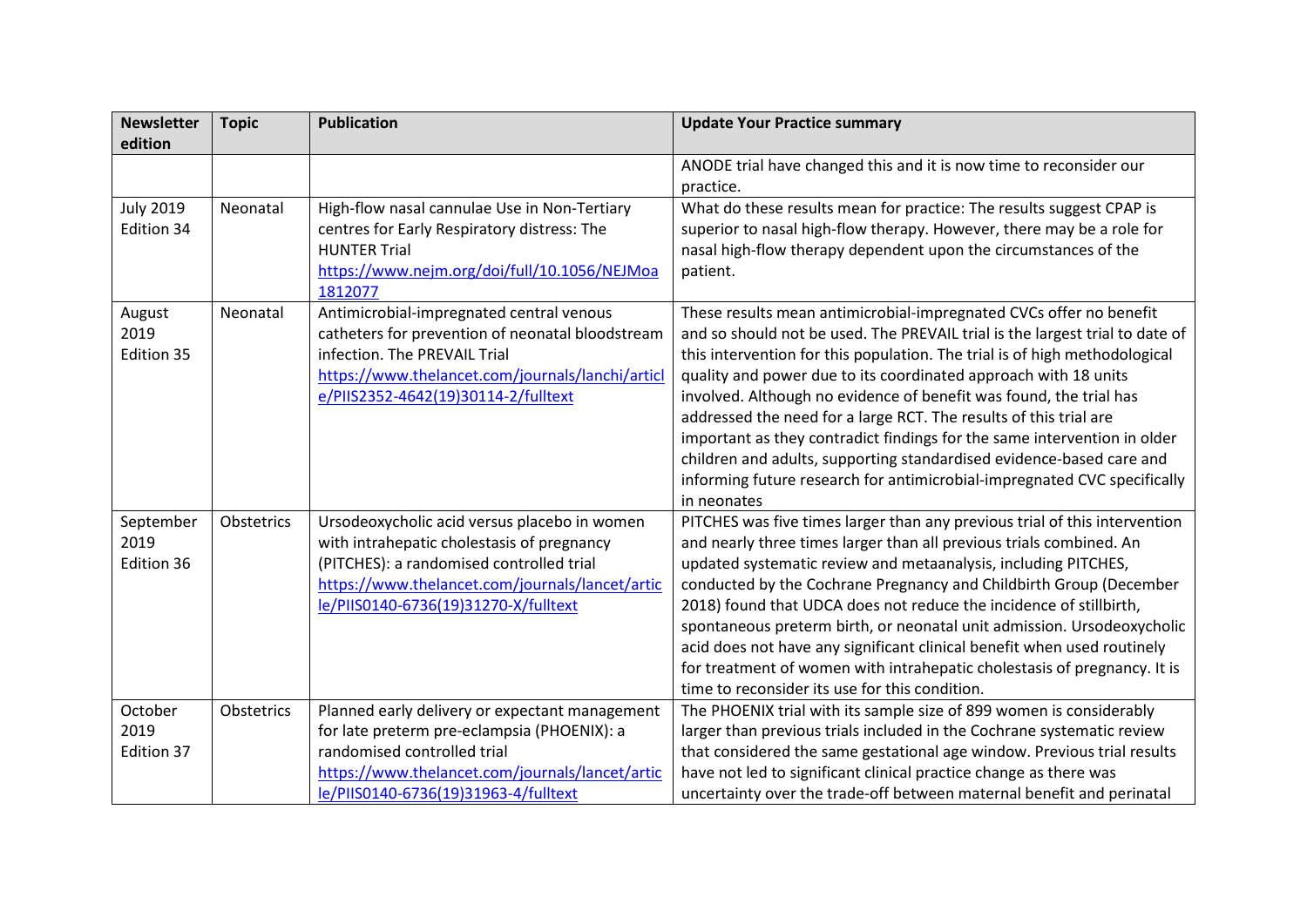| Newsletter edition | Topic | Publication | Update Your Practice summary |
|---|---|---|---|
| | | | ANODE trial have changed this and it is now time to reconsider our practice. |
| July 2019 Edition 34 | Neonatal | High-flow nasal cannulae Use in Non-Tertiary centres for Early Respiratory distress: The HUNTER Trial [https://www.nejm.org/doi/full/10.1056/NEJMoa1812077](https://www.nejm.org/doi/full/10.1056/NEJMoa1812077) | What do these results mean for practice: The results suggest CPAP is superior to nasal high-flow therapy. However, there may be a role for nasal high-flow therapy dependent upon the circumstances of the patient. |
| August 2019 Edition 35 | Neonatal | Antimicrobial-impregnated central venous catheters for prevention of neonatal bloodstream infection. The PREVAIL Trial [https://www.thelancet.com/journals/lanchi/article/PIIS2352-4642(19)30114-2/fulltext](https://www.thelancet.com/journals/lanchi/article/PIIS2352-4642(19)30114-2/fulltext) | These results mean antimicrobial-impregnated CVCs offer no benefit and so should not be used. The PREVAIL trial is the largest trial to date of this intervention for this population. The trial is of high methodological quality and power due to its coordinated approach with 18 units involved. Although no evidence of benefit was found, the trial has addressed the need for a large RCT. The results of this trial are important as they contradict findings for the same intervention in older children and adults, supporting standardised evidence-based care and informing future research for antimicrobial-impregnated CVC specifically in neonates |
| September 2019 Edition 36 | Obstetrics | Ursodeoxycholic acid versus placebo in women with intrahepatic cholestasis of pregnancy (PITCHES): a randomised controlled trial [https://www.thelancet.com/journals/lancet/article/PIIS0140-6736(19)31270-X/fulltext](https://www.thelancet.com/journals/lancet/article/PIIS0140-6736(19)31270-X/fulltext) | PITCHES was five times larger than any previous trial of this intervention and nearly three times larger than all previous trials combined. An updated systematic review and metaanalysis, including PITCHES, conducted by the Cochrane Pregnancy and Childbirth Group (December 2018) found that UDCA does not reduce the incidence of stillbirth, spontaneous preterm birth, or neonatal unit admission. Ursodeoxycholic acid does not have any significant clinical benefit when used routinely for treatment of women with intrahepatic cholestasis of pregnancy. It is time to reconsider its use for this condition. |
| October 2019 Edition 37 | Obstetrics | Planned early delivery or expectant management for late preterm pre-eclampsia (PHOENIX): a randomised controlled trial [https://www.thelancet.com/journals/lancet/article/PIIS0140-6736(19)31963-4/fulltext](https://www.thelancet.com/journals/lancet/article/PIIS0140-6736(19)31963-4/fulltext) | The PHOENIX trial with its sample size of 899 women is considerably larger than previous trials included in the Cochrane systematic review that considered the same gestational age window. Previous trial results have not led to significant clinical practice change as there was uncertainty over the trade-off between maternal benefit and perinatal |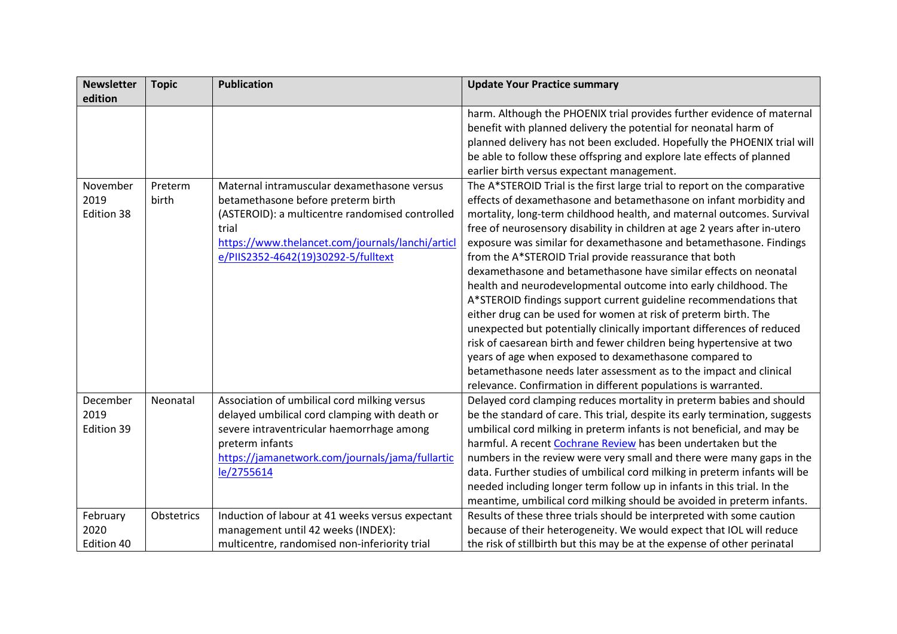| Newsletter edition | Topic | Publication | Update Your Practice summary |
|---|---|---|---|
| | | | harm. Although the PHOENIX trial provides further evidence of maternal benefit with planned delivery the potential for neonatal harm of planned delivery has not been excluded. Hopefully the PHOENIX trial will be able to follow these offspring and explore late effects of planned earlier birth versus expectant management. |
| November 2019 Edition 38 | Preterm birth | Maternal intramuscular dexamethasone versus betamethasone before preterm birth (ASTEROID): a multicentre randomised controlled trial [https://www.thelancet.com/journals/lanchi/article/PIIS2352-4642(19)30292-5/fulltext](https://www.thelancet.com/journals/lanchi/article/PIIS2352-4642(19)30292-5/fulltext) | The A*STEROID Trial is the first large trial to report on the comparative effects of dexamethasone and betamethasone on infant morbidity and mortality, long-term childhood health, and maternal outcomes. Survival free of neurosensory disability in children at age 2 years after in-utero exposure was similar for dexamethasone and betamethasone. Findings from the A*STEROID Trial provide reassurance that both dexamethasone and betamethasone have similar effects on neonatal health and neurodevelopmental outcome into early childhood. The A*STEROID findings support current guideline recommendations that either drug can be used for women at risk of preterm birth. The unexpected but potentially clinically important differences of reduced risk of caesarean birth and fewer children being hypertensive at two years of age when exposed to dexamethasone compared to betamethasone needs later assessment as to the impact and clinical relevance. Confirmation in different populations is warranted. |
| December 2019 Edition 39 | Neonatal | Association of umbilical cord milking versus delayed umbilical cord clamping with death or severe intraventricular haemorrhage among preterm infants [https://jamanetwork.com/journals/jama/fullarticle/2755614](https://jamanetwork.com/journals/jama/fullarticle/2755614) | Delayed cord clamping reduces mortality in preterm babies and should be the standard of care. This trial, despite its early termination, suggests umbilical cord milking in preterm infants is not beneficial, and may be harmful. A recent Cochrane Review has been undertaken but the numbers in the review were very small and there were many gaps in the data. Further studies of umbilical cord milking in preterm infants will be needed including longer term follow up in infants in this trial. In the meantime, umbilical cord milking should be avoided in preterm infants. |
| February 2020 Edition 40 | Obstetrics | Induction of labour at 41 weeks versus expectant management until 42 weeks (INDEX): multicentre, randomised non-inferiority trial | Results of these three trials should be interpreted with some caution because of their heterogeneity. We would expect that IOL will reduce the risk of stillbirth but this may be at the expense of other perinatal |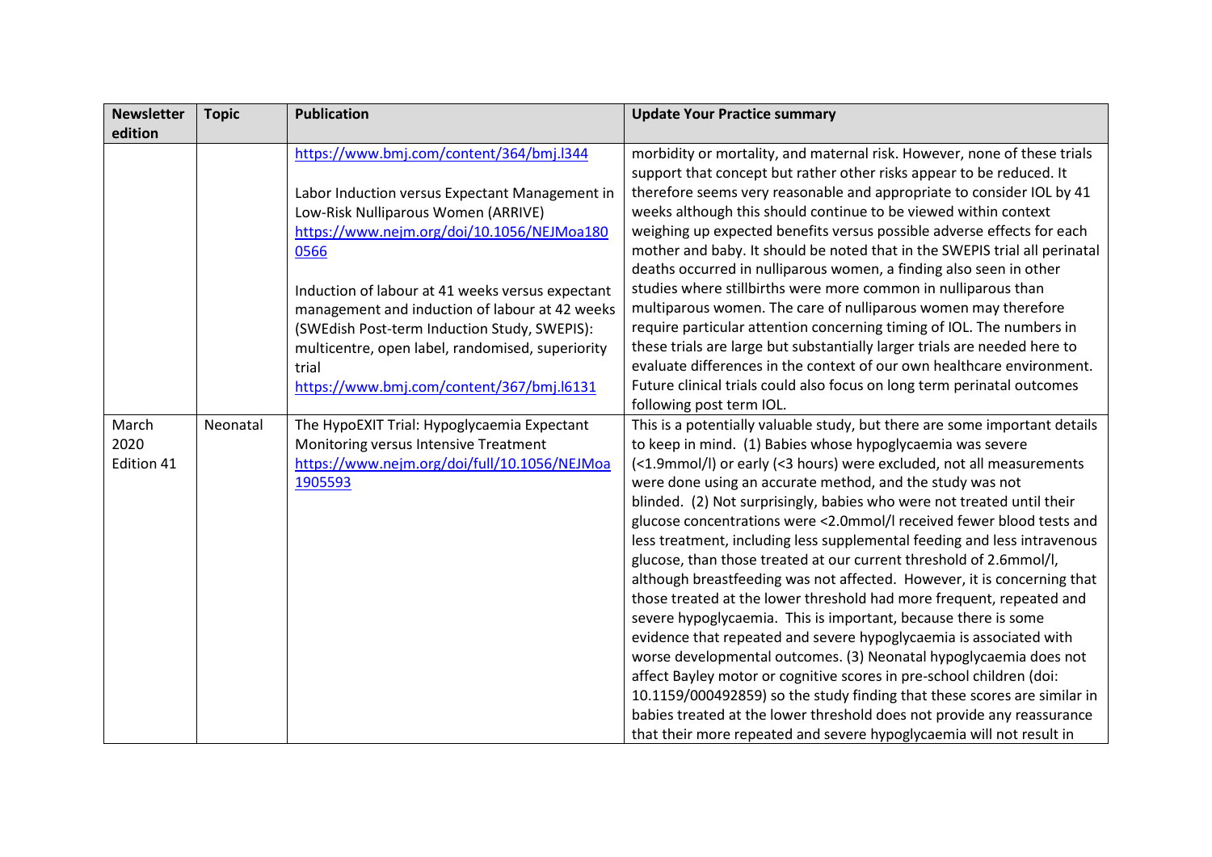| Newsletter edition | Topic | Publication | Update Your Practice summary |
|---|---|---|---|
| | | https://www.bmj.com/content/364/bmj.l344<br><br>Labor Induction versus Expectant Management in Low-Risk Nulliparous Women (ARRIVE) https://www.nejm.org/doi/10.1056/NEJMoa1800566<br><br>Induction of labour at 41 weeks versus expectant management and induction of labour at 42 weeks (SWEdish Post-term Induction Study, SWEPIS): multicentre, open label, randomised, superiority trial https://www.bmj.com/content/367/bmj.l6131 | morbidity or mortality, and maternal risk. However, none of these trials support that concept but rather other risks appear to be reduced. It therefore seems very reasonable and appropriate to consider IOL by 41 weeks although this should continue to be viewed within context weighing up expected benefits versus possible adverse effects for each mother and baby. It should be noted that in the SWEPIS trial all perinatal deaths occurred in nulliparous women, a finding also seen in other studies where stillbirths were more common in nulliparous than multiparous women. The care of nulliparous women may therefore require particular attention concerning timing of IOL. The numbers in these trials are large but substantially larger trials are needed here to evaluate differences in the context of our own healthcare environment. Future clinical trials could also focus on long term perinatal outcomes following post term IOL. |
| March 2020 Edition 41 | Neonatal | The HypoEXIT Trial: Hypoglycaemia Expectant Monitoring versus Intensive Treatment https://www.nejm.org/doi/full/10.1056/NEJMoa1905593 | This is a potentially valuable study, but there are some important details to keep in mind. (1) Babies whose hypoglycaemia was severe (<1.9mmol/l) or early (<3 hours) were excluded, not all measurements were done using an accurate method, and the study was not blinded. (2) Not surprisingly, babies who were not treated until their glucose concentrations were <2.0mmol/l received fewer blood tests and less treatment, including less supplemental feeding and less intravenous glucose, than those treated at our current threshold of 2.6mmol/l, although breastfeeding was not affected. However, it is concerning that those treated at the lower threshold had more frequent, repeated and severe hypoglycaemia. This is important, because there is some evidence that repeated and severe hypoglycaemia is associated with worse developmental outcomes. (3) Neonatal hypoglycaemia does not affect Bayley motor or cognitive scores in pre-school children (doi: 10.1159/000492859) so the study finding that these scores are similar in babies treated at the lower threshold does not provide any reassurance that their more repeated and severe hypoglycaemia will not result in |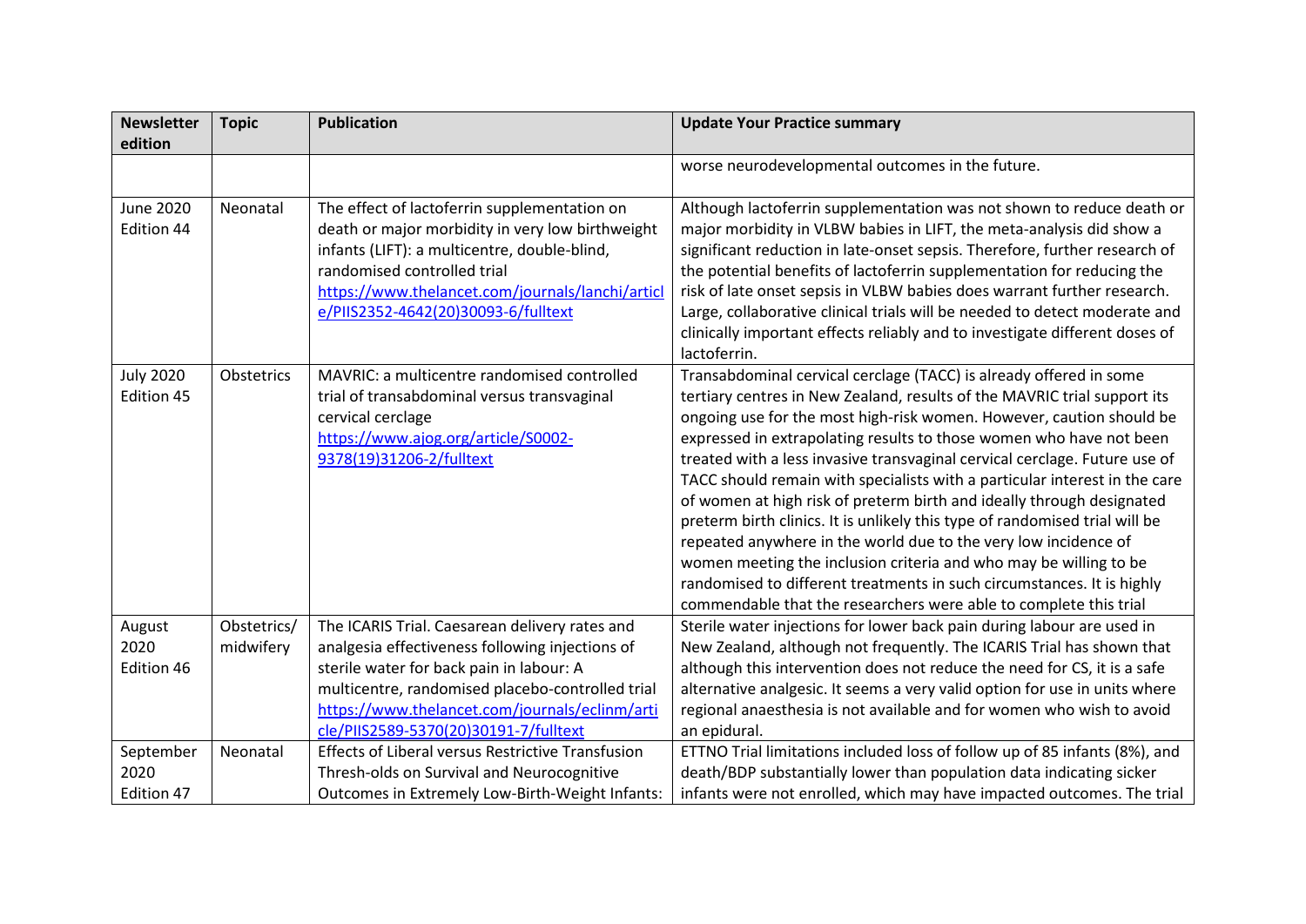| Newsletter edition | Topic | Publication | Update Your Practice summary |
|---|---|---|---|
| | | | worse neurodevelopmental outcomes in the future. |
| June 2020 Edition 44 | Neonatal | The effect of lactoferrin supplementation on death or major morbidity in very low birthweight infants (LIFT): a multicentre, double-blind, randomised controlled trial [https://www.thelancet.com/journals/lanchi/article/PIIS2352-4642(20)30093-6/fulltext](https://www.thelancet.com/journals/lanchi/article/PIIS2352-4642(20)30093-6/fulltext) | Although lactoferrin supplementation was not shown to reduce death or major morbidity in VLBW babies in LIFT, the meta-analysis did show a significant reduction in late-onset sepsis. Therefore, further research of the potential benefits of lactoferrin supplementation for reducing the risk of late onset sepsis in VLBW babies does warrant further research. Large, collaborative clinical trials will be needed to detect moderate and clinically important effects reliably and to investigate different doses of lactoferrin. |
| July 2020 Edition 45 | Obstetrics | MAVRIC: a multicentre randomised controlled trial of transabdominal versus transvaginal cervical cerclage [https://www.ajog.org/article/S0002-9378(19)31206-2/fulltext](https://www.ajog.org/article/S0002-9378(19)31206-2/fulltext) | Transabdominal cervical cerclage (TACC) is already offered in some tertiary centres in New Zealand, results of the MAVRIC trial support its ongoing use for the most high-risk women. However, caution should be expressed in extrapolating results to those women who have not been treated with a less invasive transvaginal cervical cerclage. Future use of TACC should remain with specialists with a particular interest in the care of women at high risk of preterm birth and ideally through designated preterm birth clinics. It is unlikely this type of randomised trial will be repeated anywhere in the world due to the very low incidence of women meeting the inclusion criteria and who may be willing to be randomised to different treatments in such circumstances. It is highly commendable that the researchers were able to complete this trial |
| August 2020 Edition 46 | Obstetrics/ midwifery | The ICARIS Trial. Caesarean delivery rates and analgesia effectiveness following injections of sterile water for back pain in labour: A multicentre, randomised placebo-controlled trial [https://www.thelancet.com/journals/eclinm/article/PIIS2589-5370(20)30191-7/fulltext](https://www.thelancet.com/journals/eclinm/article/PIIS2589-5370(20)30191-7/fulltext) | Sterile water injections for lower back pain during labour are used in New Zealand, although not frequently. The ICARIS Trial has shown that although this intervention does not reduce the need for CS, it is a safe alternative analgesic. It seems a very valid option for use in units where regional anaesthesia is not available and for women who wish to avoid an epidural. |
| September 2020 Edition 47 | Neonatal | Effects of Liberal versus Restrictive Transfusion Thresh-olds on Survival and Neurocognitive Outcomes in Extremely Low-Birth-Weight Infants: | ETTNO Trial limitations included loss of follow up of 85 infants (8%), and death/BDP substantially lower than population data indicating sicker infants were not enrolled, which may have impacted outcomes. The trial |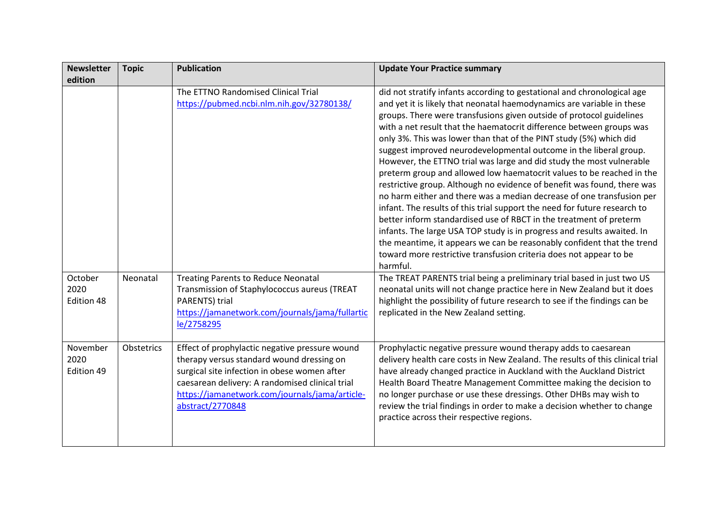| Newsletter edition | Topic | Publication | Update Your Practice summary |
|---|---|---|---|
| | | The ETTNO Randomised Clinical Trial https://pubmed.ncbi.nlm.nih.gov/32780138/ | did not stratify infants according to gestational and chronological age and yet it is likely that neonatal haemodynamics are variable in these groups. There were transfusions given outside of protocol guidelines with a net result that the haematocrit difference between groups was only 3%. This was lower than that of the PINT study (5%) which did suggest improved neurodevelopmental outcome in the liberal group. However, the ETTNO trial was large and did study the most vulnerable preterm group and allowed low haematocrit values to be reached in the restrictive group. Although no evidence of benefit was found, there was no harm either and there was a median decrease of one transfusion per infant. The results of this trial support the need for future research to better inform standardised use of RBCT in the treatment of preterm infants. The large USA TOP study is in progress and results awaited. In the meantime, it appears we can be reasonably confident that the trend toward more restrictive transfusion criteria does not appear to be harmful. |
| October 2020 Edition 48 | Neonatal | Treating Parents to Reduce Neonatal Transmission of Staphylococcus aureus (TREAT PARENTS) trial https://jamanetwork.com/journals/jama/fullarticle/2758295 | The TREAT PARENTS trial being a preliminary trial based in just two US neonatal units will not change practice here in New Zealand but it does highlight the possibility of future research to see if the findings can be replicated in the New Zealand setting. |
| November 2020 Edition 49 | Obstetrics | Effect of prophylactic negative pressure wound therapy versus standard wound dressing on surgical site infection in obese women after caesarean delivery: A randomised clinical trial https://jamanetwork.com/journals/jama/article-abstract/2770848 | Prophylactic negative pressure wound therapy adds to caesarean delivery health care costs in New Zealand. The results of this clinical trial have already changed practice in Auckland with the Auckland District Health Board Theatre Management Committee making the decision to no longer purchase or use these dressings. Other DHBs may wish to review the trial findings in order to make a decision whether to change practice across their respective regions. |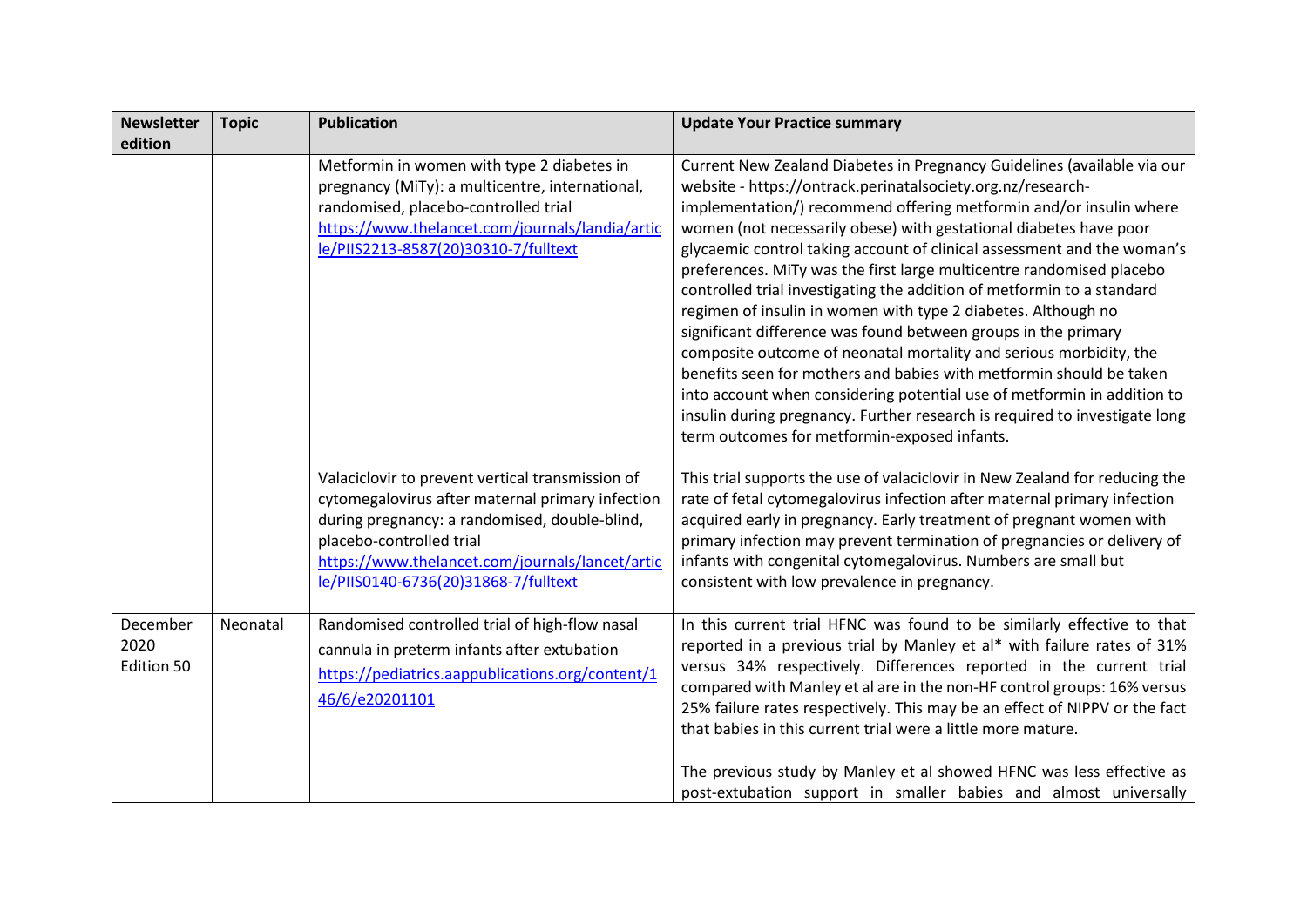| Newsletter edition | Topic | Publication | Update Your Practice summary |
|---|---|---|---|
| | | Metformin in women with type 2 diabetes in pregnancy (MiTy): a multicentre, international, randomised, placebo-controlled trial https://www.thelancet.com/journals/landia/article/PIIS2213-8587(20)30310-7/fulltext | Current New Zealand Diabetes in Pregnancy Guidelines (available via our website - https://ontrack.perinatalsociety.org.nz/research-implementation/) recommend offering metformin and/or insulin where women (not necessarily obese) with gestational diabetes have poor glycaemic control taking account of clinical assessment and the woman's preferences. MiTy was the first large multicentre randomised placebo controlled trial investigating the addition of metformin to a standard regimen of insulin in women with type 2 diabetes. Although no significant difference was found between groups in the primary composite outcome of neonatal mortality and serious morbidity, the benefits seen for mothers and babies with metformin should be taken into account when considering potential use of metformin in addition to insulin during pregnancy. Further research is required to investigate long term outcomes for metformin-exposed infants. |
| | | Valaciclovir to prevent vertical transmission of cytomegalovirus after maternal primary infection during pregnancy: a randomised, double-blind, placebo-controlled trial https://www.thelancet.com/journals/lancet/article/PIIS0140-6736(20)31868-7/fulltext | This trial supports the use of valaciclovir in New Zealand for reducing the rate of fetal cytomegalovirus infection after maternal primary infection acquired early in pregnancy. Early treatment of pregnant women with primary infection may prevent termination of pregnancies or delivery of infants with congenital cytomegalovirus. Numbers are small but consistent with low prevalence in pregnancy. |
| December 2020 Edition 50 | Neonatal | Randomised controlled trial of high-flow nasal cannula in preterm infants after extubation https://pediatrics.aappublications.org/content/146/6/e20201101 | In this current trial HFNC was found to be similarly effective to that reported in a previous trial by Manley et al* with failure rates of 31% versus 34% respectively. Differences reported in the current trial compared with Manley et al are in the non-HF control groups: 16% versus 25% failure rates respectively. This may be an effect of NIPPV or the fact that babies in this current trial were a little more mature.<br><br>The previous study by Manley et al showed HFNC was less effective as post-extubation support in smaller babies and almost universally |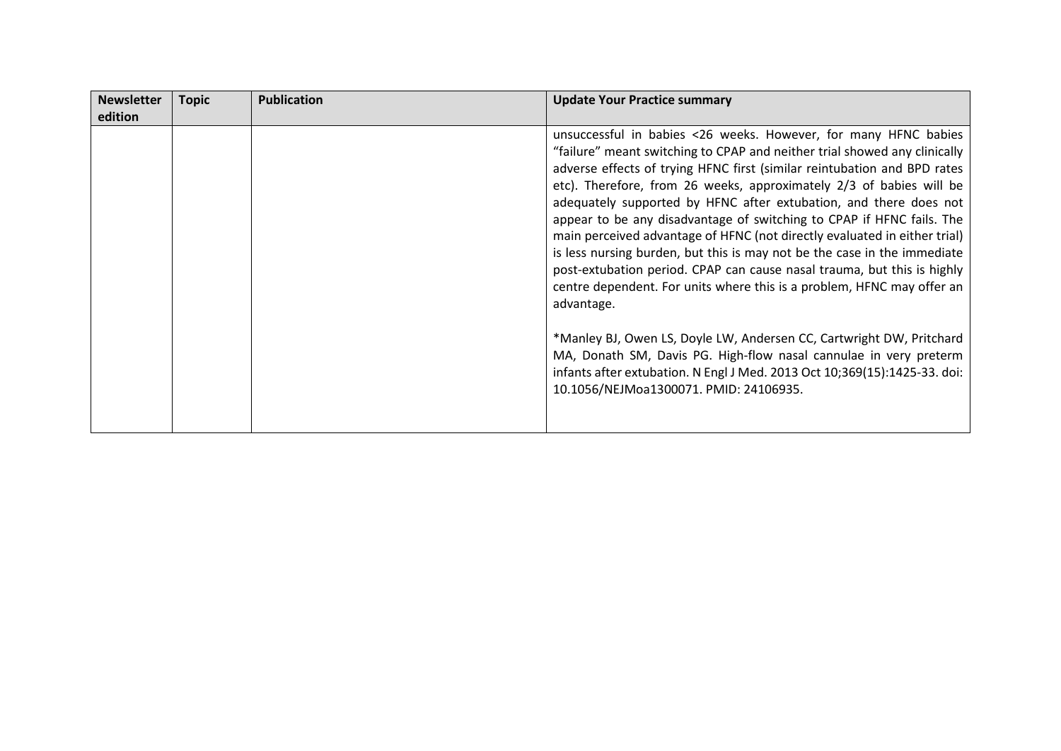| Newsletter edition | Topic | Publication | Update Your Practice summary |
|---|---|---|---|
| | | | unsuccessful in babies <26 weeks. However, for many HFNC babies "failure" meant switching to CPAP and neither trial showed any clinically adverse effects of trying HFNC first (similar reintubation and BPD rates etc). Therefore, from 26 weeks, approximately 2/3 of babies will be adequately supported by HFNC after extubation, and there does not appear to be any disadvantage of switching to CPAP if HFNC fails. The main perceived advantage of HFNC (not directly evaluated in either trial) is less nursing burden, but this is may not be the case in the immediate post-extubation period. CPAP can cause nasal trauma, but this is highly centre dependent. For units where this is a problem, HFNC may offer an advantage.<br><br>*Manley BJ, Owen LS, Doyle LW, Andersen CC, Cartwright DW, Pritchard MA, Donath SM, Davis PG. High-flow nasal cannulae in very preterm infants after extubation. N Engl J Med. 2013 Oct 10;369(15):1425-33. doi: 10.1056/NEJMoa1300071. PMID: 24106935. |